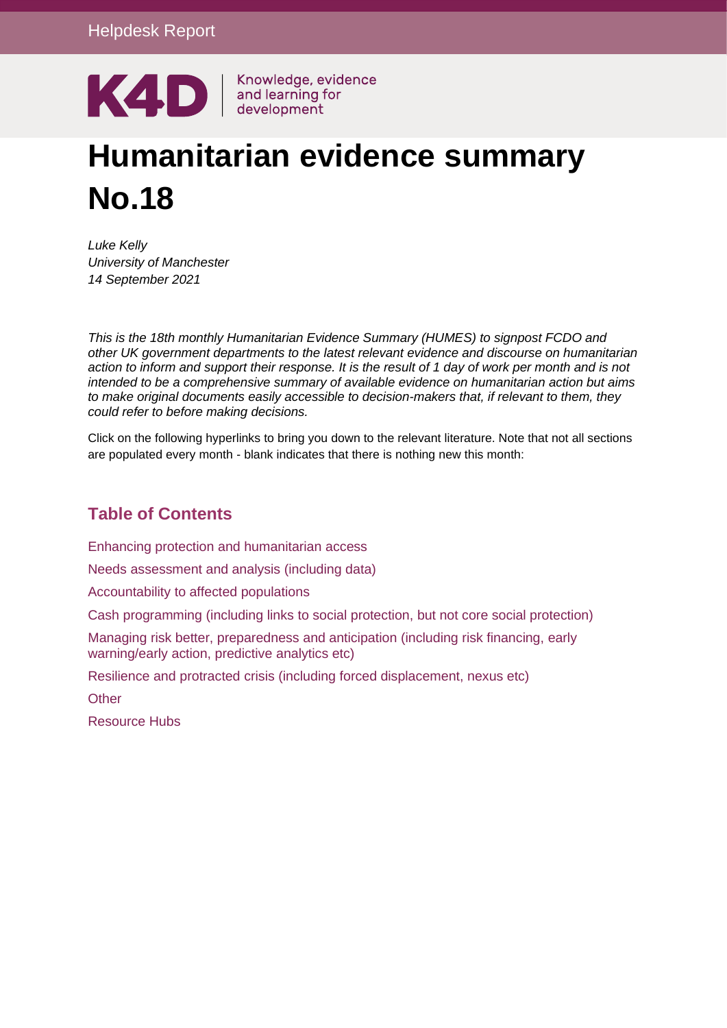Helpdesk Report

K4D Knowledge, evidence and learning for development

# Humanitarian evidence summary No.18

*Luke Kelly*
*University of Manchester*
*14 September 2021*

*This is the 18th monthly Humanitarian Evidence Summary (HUMES) to signpost FCDO and other UK government departments to the latest relevant evidence and discourse on humanitarian action to inform and support their response. It is the result of 1 day of work per month and is not intended to be a comprehensive summary of available evidence on humanitarian action but aims to make original documents easily accessible to decision-makers that, if relevant to them, they could refer to before making decisions.*

Click on the following hyperlinks to bring you down to the relevant literature. Note that not all sections are populated every month - blank indicates that there is nothing new this month:

## Table of Contents

Enhancing protection and humanitarian access

Needs assessment and analysis (including data)

Accountability to affected populations

Cash programming (including links to social protection, but not core social protection)

Managing risk better, preparedness and anticipation (including risk financing, early warning/early action, predictive analytics etc)

Resilience and protracted crisis (including forced displacement, nexus etc)

Other

Resource Hubs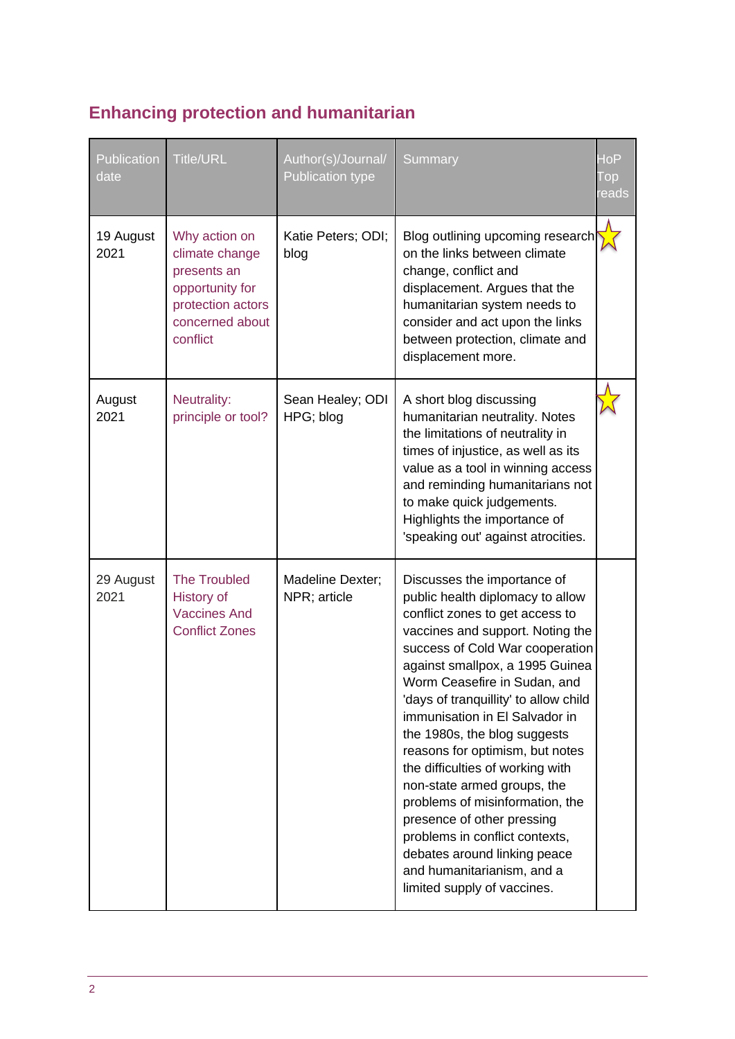## Enhancing protection and humanitarian

| Publication date | Title/URL | Author(s)/Journal/ Publication type | Summary | HoP Top reads |
|---|---|---|---|---|
| 19 August 2021 | Why action on climate change presents an opportunity for protection actors concerned about conflict | Katie Peters; ODI; blog | Blog outlining upcoming research on the links between climate change, conflict and displacement. Argues that the humanitarian system needs to consider and act upon the links between protection, climate and displacement more. | ☆ |
| August 2021 | Neutrality: principle or tool? | Sean Healey; ODI HPG; blog | A short blog discussing humanitarian neutrality. Notes the limitations of neutrality in times of injustice, as well as its value as a tool in winning access and reminding humanitarians not to make quick judgements. Highlights the importance of 'speaking out' against atrocities. | ☆ |
| 29 August 2021 | The Troubled History of Vaccines And Conflict Zones | Madeline Dexter; NPR; article | Discusses the importance of public health diplomacy to allow conflict zones to get access to vaccines and support. Noting the success of Cold War cooperation against smallpox, a 1995 Guinea Worm Ceasefire in Sudan, and 'days of tranquillity' to allow child immunisation in El Salvador in the 1980s, the blog suggests reasons for optimism, but notes the difficulties of working with non-state armed groups, the problems of misinformation, the presence of other pressing problems in conflict contexts, debates around linking peace and humanitarianism, and a limited supply of vaccines. | |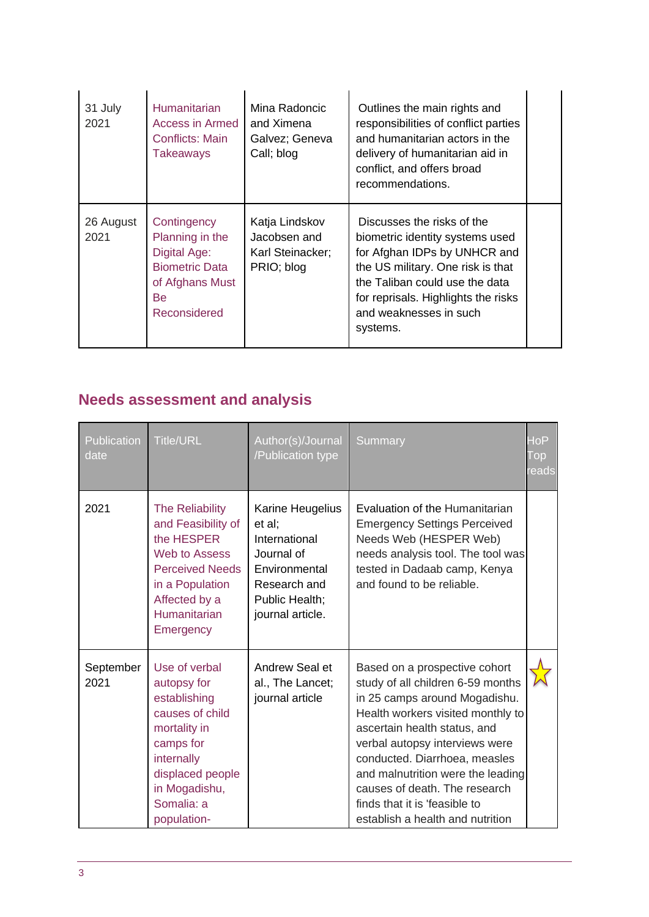| | | | | |
|---|---|---|---|---|
| 31 July 2021 | Humanitarian Access in Armed Conflicts: Main Takeaways | Mina Radoncic and Ximena Galvez; Geneva Call; blog | Outlines the main rights and responsibilities of conflict parties and humanitarian actors in the delivery of humanitarian aid in conflict, and offers broad recommendations. | |
| 26 August 2021 | Contingency Planning in the Digital Age: Biometric Data of Afghans Must Be Reconsidered | Katja Lindskov Jacobsen and Karl Steinacker; PRIO; blog | Discusses the risks of the biometric identity systems used for Afghan IDPs by UNHCR and the US military. One risk is that the Taliban could use the data for reprisals. Highlights the risks and weaknesses in such systems. | |

## Needs assessment and analysis

| Publication date | Title/URL | Author(s)/Journal /Publication type | Summary | HoP Top reads |
|---|---|---|---|---|
| 2021 | The Reliability and Feasibility of the HESPER Web to Assess Perceived Needs in a Population Affected by a Humanitarian Emergency | Karine Heugelius et al; International Journal of Environmental Research and Public Health; journal article. | Evaluation of the Humanitarian Emergency Settings Perceived Needs Web (HESPER Web) needs analysis tool. The tool was tested in Dadaab camp, Kenya and found to be reliable. | |
| September 2021 | Use of verbal autopsy for establishing causes of child mortality in camps for internally displaced people in Mogadishu, Somalia: a population- | Andrew Seal et al., The Lancet; journal article | Based on a prospective cohort study of all children 6-59 months in 25 camps around Mogadishu. Health workers visited monthly to ascertain health status, and verbal autopsy interviews were conducted. Diarrhoea, measles and malnutrition were the leading causes of death. The research finds that it is 'feasible to establish a health and nutrition | ☆ |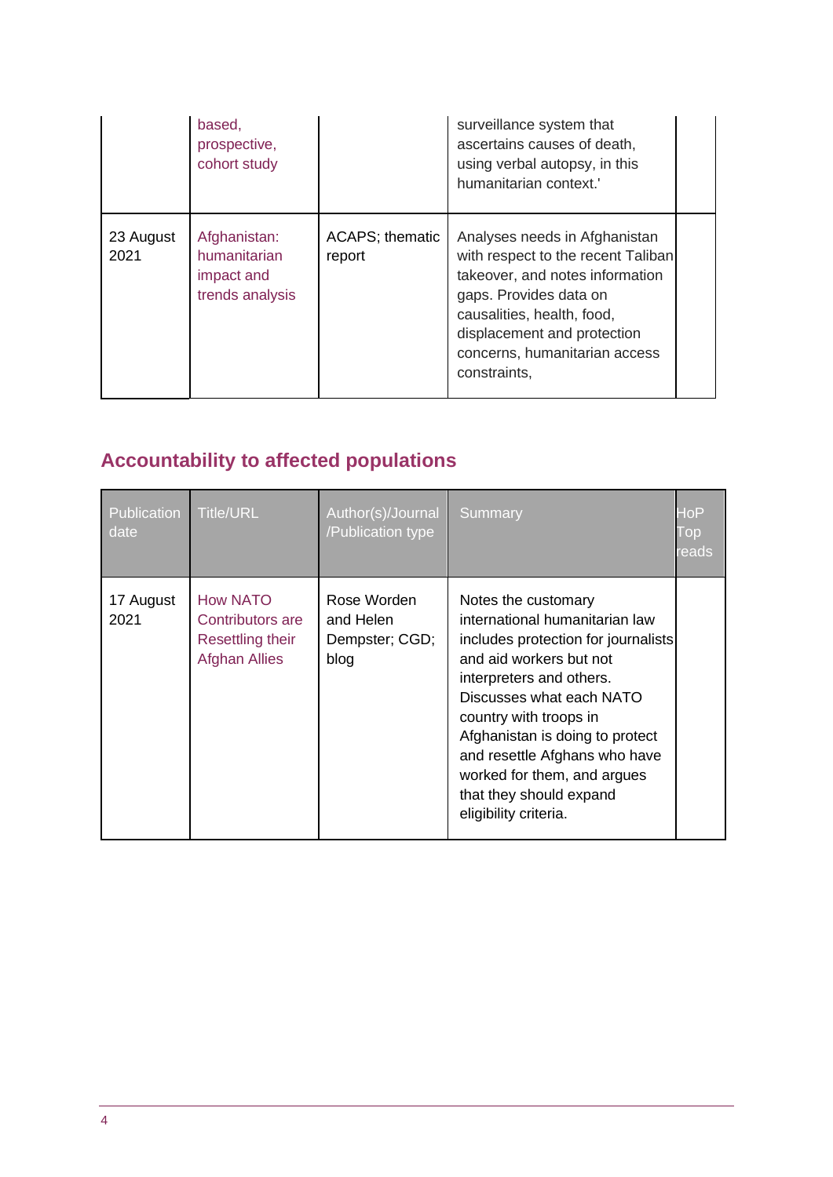| | based, prospective, cohort study | | surveillance system that ascertains causes of death, using verbal autopsy, in this humanitarian context.' | |
|---|---|---|---|---|
| 23 August 2021 | Afghanistan: humanitarian impact and trends analysis | ACAPS; thematic report | Analyses needs in Afghanistan with respect to the recent Taliban takeover, and notes information gaps. Provides data on causalities, health, food, displacement and protection concerns, humanitarian access constraints, | |

## Accountability to affected populations

| Publication date | Title/URL | Author(s)/Journal /Publication type | Summary | HoP Top reads |
|---|---|---|---|---|
| 17 August 2021 | How NATO Contributors are Resettling their Afghan Allies | Rose Worden and Helen Dempster; CGD; blog | Notes the customary international humanitarian law includes protection for journalists and aid workers but not interpreters and others. Discusses what each NATO country with troops in Afghanistan is doing to protect and resettle Afghans who have worked for them, and argues that they should expand eligibility criteria. | |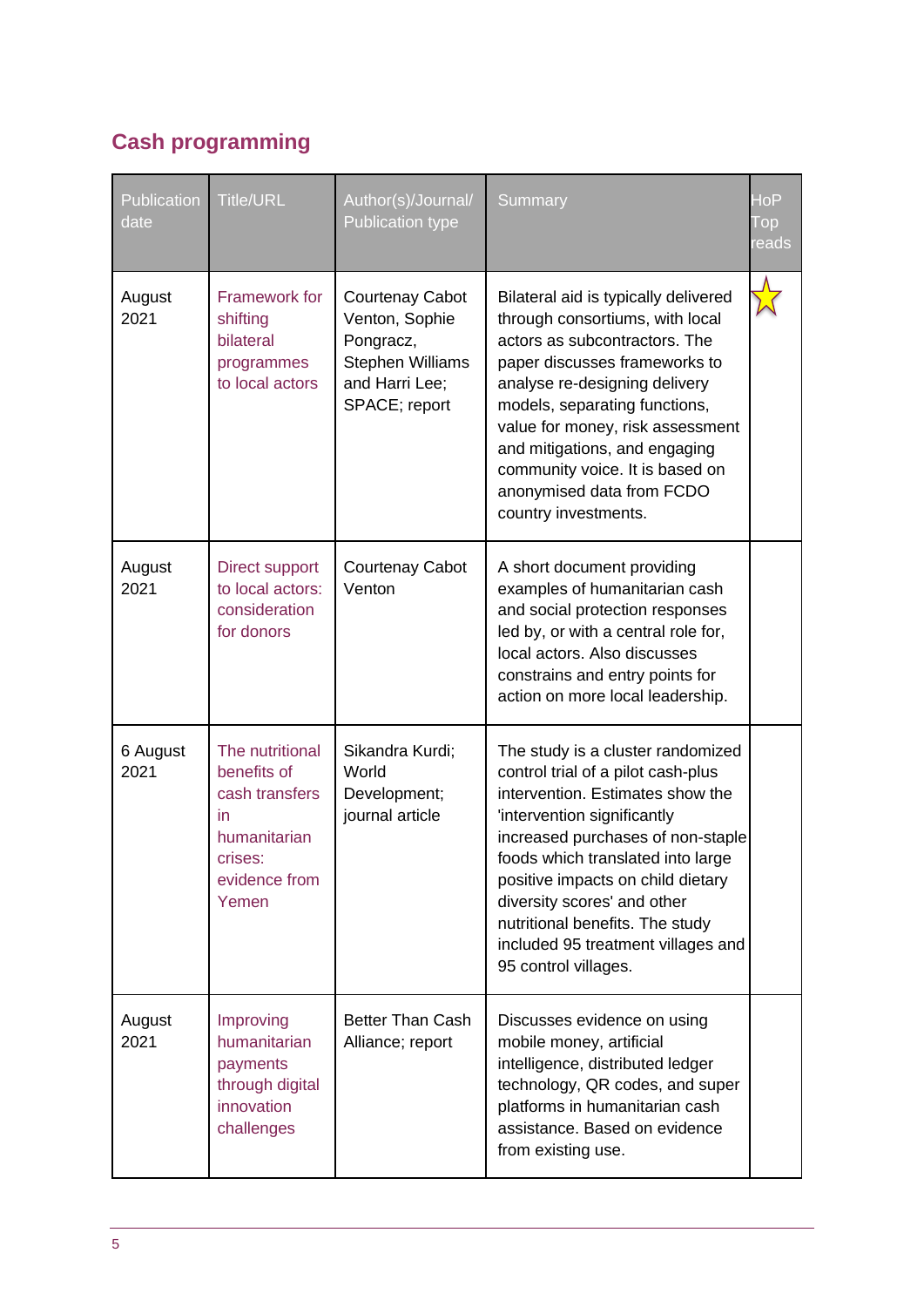## Cash programming

| Publication date | Title/URL | Author(s)/Journal/ Publication type | Summary | HoP Top reads |
|---|---|---|---|---|
| August 2021 | Framework for shifting bilateral programmes to local actors | Courtenay Cabot Venton, Sophie Pongracz, Stephen Williams and Harri Lee; SPACE; report | Bilateral aid is typically delivered through consortiums, with local actors as subcontractors. The paper discusses frameworks to analyse re-designing delivery models, separating functions, value for money, risk assessment and mitigations, and engaging community voice. It is based on anonymised data from FCDO country investments. | ☆ |
| August 2021 | Direct support to local actors: consideration for donors | Courtenay Cabot Venton | A short document providing examples of humanitarian cash and social protection responses led by, or with a central role for, local actors. Also discusses constrains and entry points for action on more local leadership. | |
| 6 August 2021 | The nutritional benefits of cash transfers in humanitarian crises: evidence from Yemen | Sikandra Kurdi; World Development; journal article | The study is a cluster randomized control trial of a pilot cash-plus intervention. Estimates show the 'intervention significantly increased purchases of non-staple foods which translated into large positive impacts on child dietary diversity scores' and other nutritional benefits. The study included 95 treatment villages and 95 control villages. | |
| August 2021 | Improving humanitarian payments through digital innovation challenges | Better Than Cash Alliance; report | Discusses evidence on using mobile money, artificial intelligence, distributed ledger technology, QR codes, and super platforms in humanitarian cash assistance. Based on evidence from existing use. | |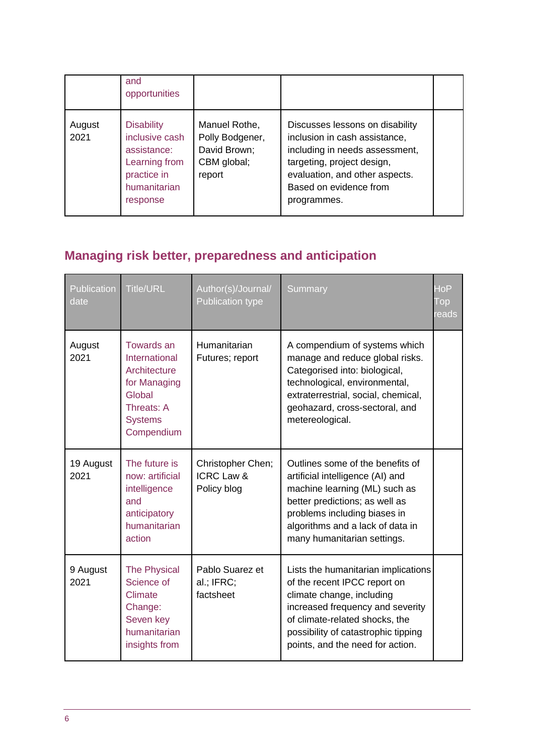| | and opportunities | | | |
|---|---|---|---|---|
| August 2021 | Disability inclusive cash assistance: Learning from practice in humanitarian response | Manuel Rothe, Polly Bodgener, David Brown; CBM global; report | Discusses lessons on disability inclusion in cash assistance, including in needs assessment, targeting, project design, evaluation, and other aspects. Based on evidence from programmes. | |

## Managing risk better, preparedness and anticipation

| Publication date | Title/URL | Author(s)/Journal/ Publication type | Summary | HoP Top reads |
|---|---|---|---|---|
| August 2021 | Towards an International Architecture for Managing Global Threats: A Systems Compendium | Humanitarian Futures; report | A compendium of systems which manage and reduce global risks. Categorised into: biological, technological, environmental, extraterrestrial, social, chemical, geohazard, cross-sectoral, and metereological. | |
| 19 August 2021 | The future is now: artificial intelligence and anticipatory humanitarian action | Christopher Chen; ICRC Law & Policy blog | Outlines some of the benefits of artificial intelligence (AI) and machine learning (ML) such as better predictions; as well as problems including biases in algorithms and a lack of data in many humanitarian settings. | |
| 9 August 2021 | The Physical Science of Climate Change: Seven key humanitarian insights from | Pablo Suarez et al.; IFRC; factsheet | Lists the humanitarian implications of the recent IPCC report on climate change, including increased frequency and severity of climate-related shocks, the possibility of catastrophic tipping points, and the need for action. | |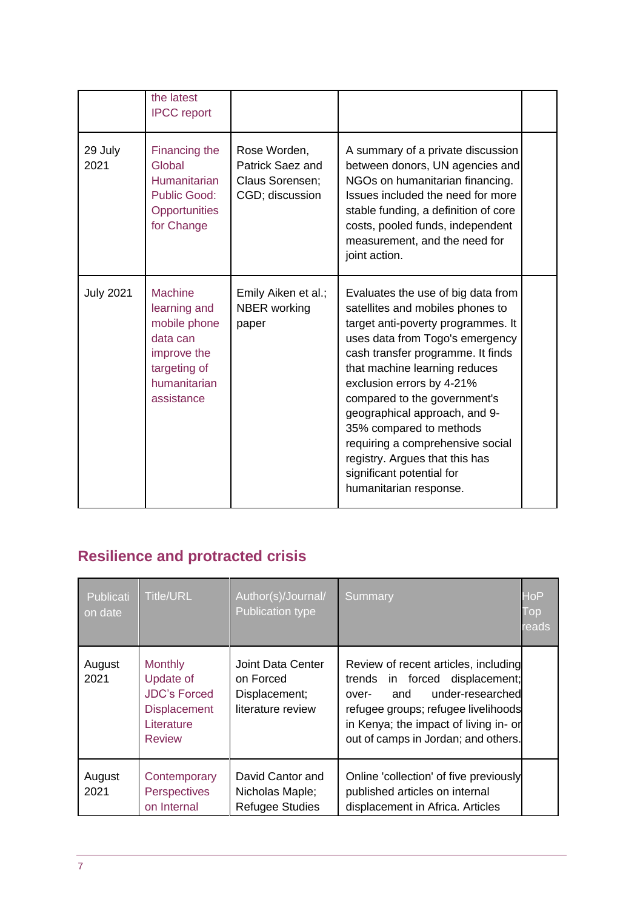| | the latest IPCC report | | | |
|---|---|---|---|---|
| 29 July 2021 | Financing the Global Humanitarian Public Good: Opportunities for Change | Rose Worden, Patrick Saez and Claus Sorensen; CGD; discussion | A summary of a private discussion between donors, UN agencies and NGOs on humanitarian financing. Issues included the need for more stable funding, a definition of core costs, pooled funds, independent measurement, and the need for joint action. | |
| July 2021 | Machine learning and mobile phone data can improve the targeting of humanitarian assistance | Emily Aiken et al.; NBER working paper | Evaluates the use of big data from satellites and mobiles phones to target anti-poverty programmes. It uses data from Togo's emergency cash transfer programme. It finds that machine learning reduces exclusion errors by 4-21% compared to the government's geographical approach, and 9-35% compared to methods requiring a comprehensive social registry. Argues that this has significant potential for humanitarian response. | |

## Resilience and protracted crisis

| Publication date | Title/URL | Author(s)/Journal/ Publication type | Summary | HoP Top reads |
|---|---|---|---|---|
| August 2021 | Monthly Update of JDC's Forced Displacement Literature Review | Joint Data Center on Forced Displacement; literature review | Review of recent articles, including trends in forced displacement; over- and under-researched refugee groups; refugee livelihoods in Kenya; the impact of living in- or out of camps in Jordan; and others. | |
| August 2021 | Contemporary Perspectives on Internal | David Cantor and Nicholas Maple; Refugee Studies | Online 'collection' of five previously published articles on internal displacement in Africa. Articles | |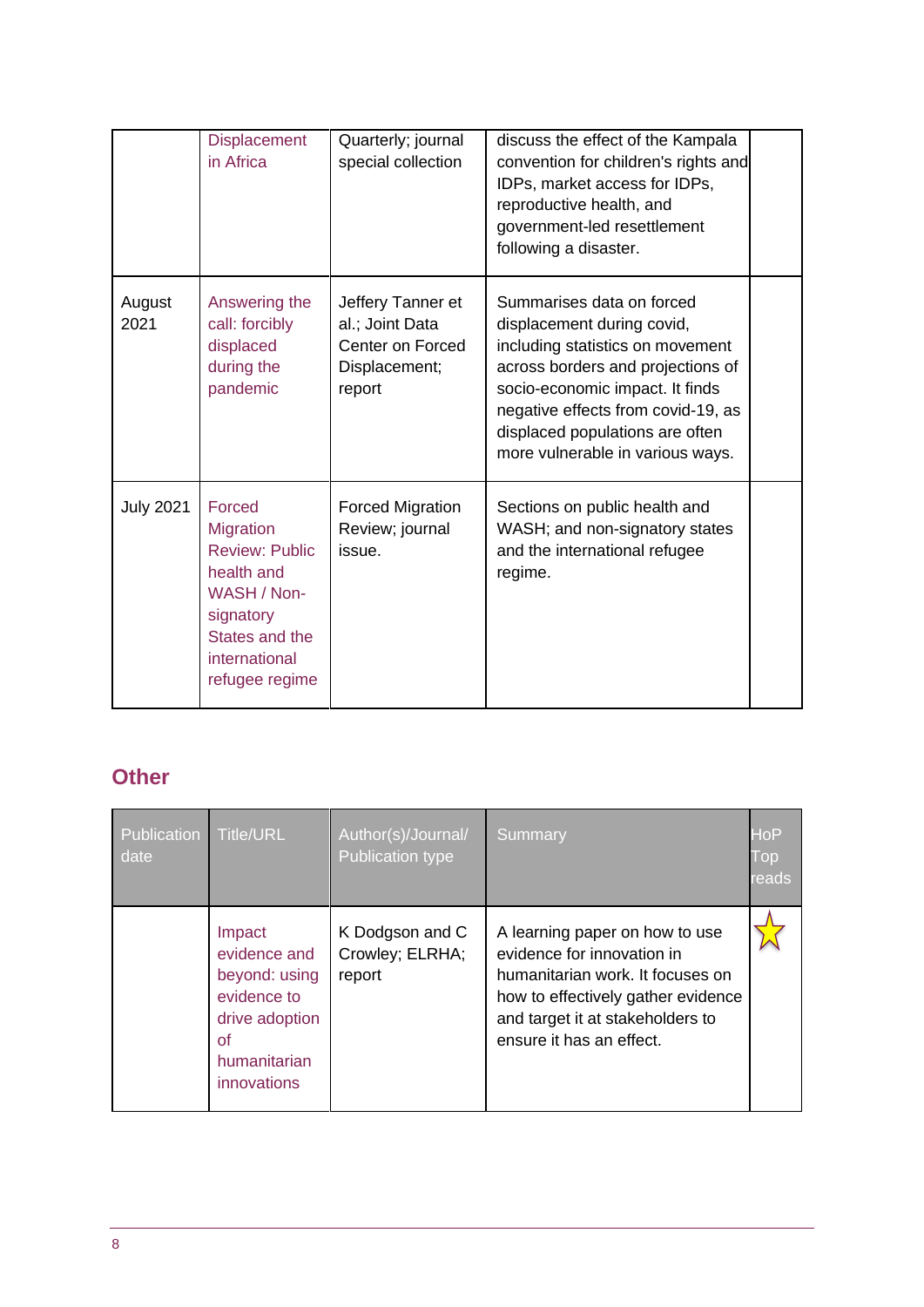| | | | | |
|---|---|---|---|---|
| | Displacement in Africa | Quarterly; journal special collection | discuss the effect of the Kampala convention for children's rights and IDPs, market access for IDPs, reproductive health, and government-led resettlement following a disaster. | |
| August 2021 | Answering the call: forcibly displaced during the pandemic | Jeffery Tanner et al.; Joint Data Center on Forced Displacement; report | Summarises data on forced displacement during covid, including statistics on movement across borders and projections of socio-economic impact. It finds negative effects from covid-19, as displaced populations are often more vulnerable in various ways. | |
| July 2021 | Forced Migration Review: Public health and WASH / Non-signatory States and the international refugee regime | Forced Migration Review; journal issue. | Sections on public health and WASH; and non-signatory states and the international refugee regime. | |

## Other

| Publication date | Title/URL | Author(s)/Journal/ Publication type | Summary | HoP Top reads |
|---|---|---|---|---|
| | Impact evidence and beyond: using evidence to drive adoption of humanitarian innovations | K Dodgson and C Crowley; ELRHA; report | A learning paper on how to use evidence for innovation in humanitarian work. It focuses on how to effectively gather evidence and target it at stakeholders to ensure it has an effect. | ☆ |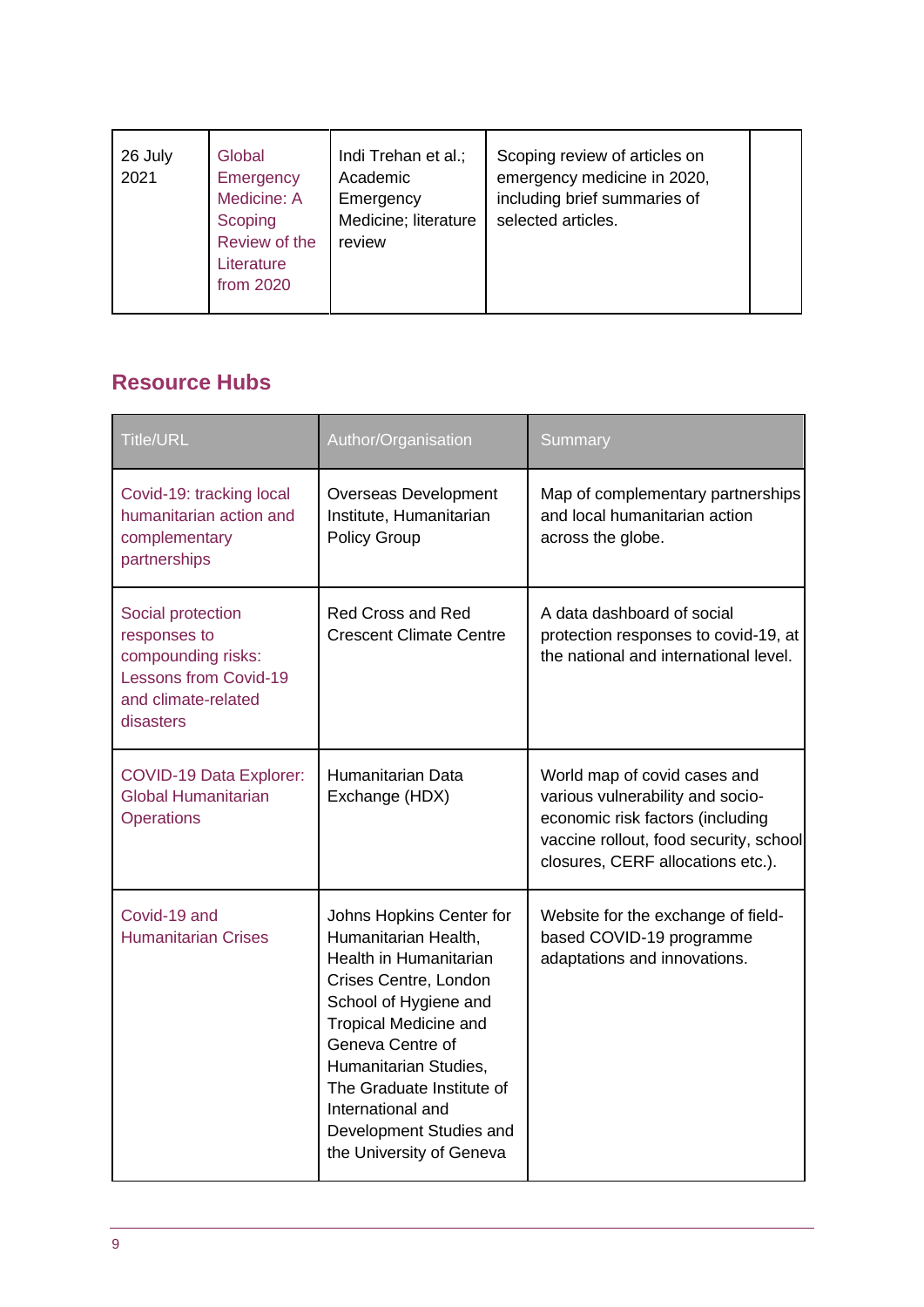| 26 July 2021 | Global Emergency Medicine: A Scoping Review of the Literature from 2020 | Indi Trehan et al.; Academic Emergency Medicine; literature review | Scoping review of articles on emergency medicine in 2020, including brief summaries of selected articles. | |
|---|---|---|---|---|

## Resource Hubs

| Title/URL | Author/Organisation | Summary |
|---|---|---|
| Covid-19: tracking local humanitarian action and complementary partnerships | Overseas Development Institute, Humanitarian Policy Group | Map of complementary partnerships and local humanitarian action across the globe. |
| Social protection responses to compounding risks: Lessons from Covid-19 and climate-related disasters | Red Cross and Red Crescent Climate Centre | A data dashboard of social protection responses to covid-19, at the national and international level. |
| COVID-19 Data Explorer: Global Humanitarian Operations | Humanitarian Data Exchange (HDX) | World map of covid cases and various vulnerability and socio-economic risk factors (including vaccine rollout, food security, school closures, CERF allocations etc.). |
| Covid-19 and Humanitarian Crises | Johns Hopkins Center for Humanitarian Health, Health in Humanitarian Crises Centre, London School of Hygiene and Tropical Medicine and Geneva Centre of Humanitarian Studies, The Graduate Institute of International and Development Studies and the University of Geneva | Website for the exchange of field-based COVID-19 programme adaptations and innovations. |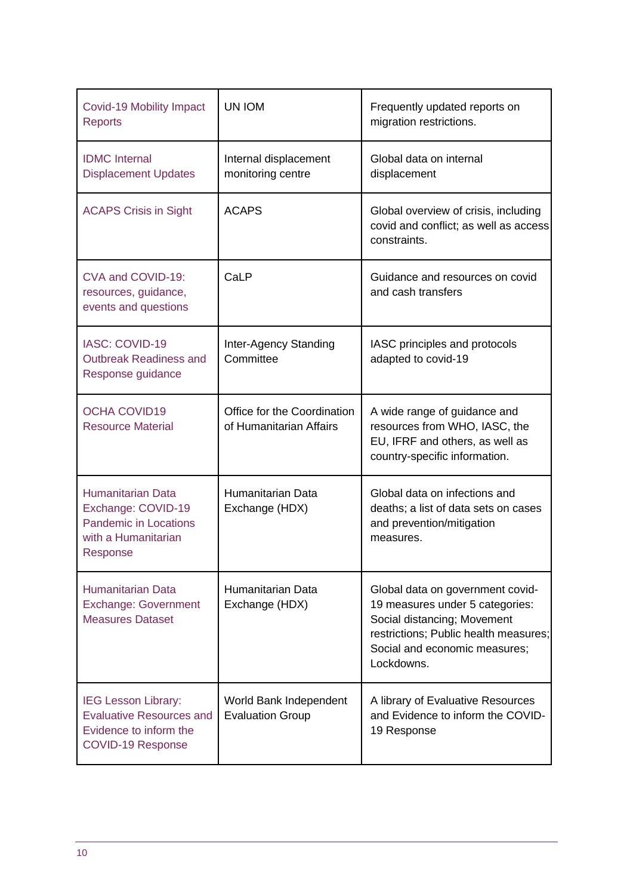| Covid-19 Mobility Impact Reports | UN IOM | Frequently updated reports on migration restrictions. |
|---|---|---|
| IDMC Internal Displacement Updates | Internal displacement monitoring centre | Global data on internal displacement |
| ACAPS Crisis in Sight | ACAPS | Global overview of crisis, including covid and conflict; as well as access constraints. |
| CVA and COVID-19: resources, guidance, events and questions | CaLP | Guidance and resources on covid and cash transfers |
| IASC: COVID-19 Outbreak Readiness and Response guidance | Inter-Agency Standing Committee | IASC principles and protocols adapted to covid-19 |
| OCHA COVID19 Resource Material | Office for the Coordination of Humanitarian Affairs | A wide range of guidance and resources from WHO, IASC, the EU, IFRF and others, as well as country-specific information. |
| Humanitarian Data Exchange: COVID-19 Pandemic in Locations with a Humanitarian Response | Humanitarian Data Exchange (HDX) | Global data on infections and deaths; a list of data sets on cases and prevention/mitigation measures. |
| Humanitarian Data Exchange: Government Measures Dataset | Humanitarian Data Exchange (HDX) | Global data on government covid-19 measures under 5 categories: Social distancing; Movement restrictions; Public health measures; Social and economic measures; Lockdowns. |
| IEG Lesson Library: Evaluative Resources and Evidence to inform the COVID-19 Response | World Bank Independent Evaluation Group | A library of Evaluative Resources and Evidence to inform the COVID-19 Response |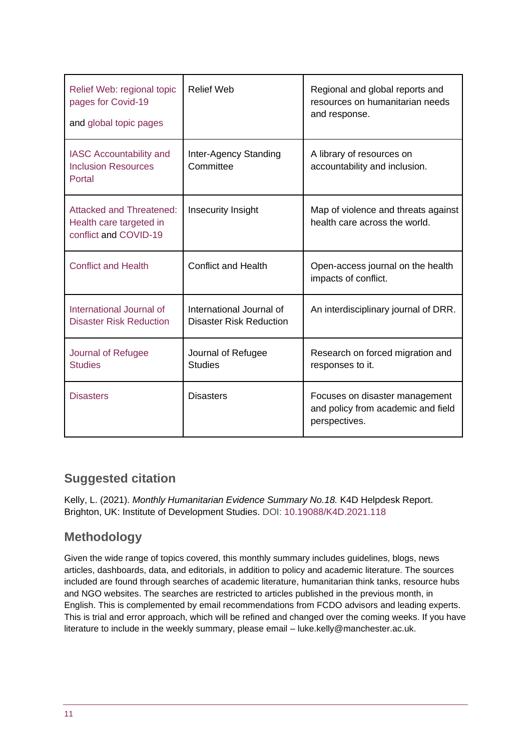| Relief Web: regional topic pages for Covid-19<br><br>and global topic pages | Relief Web | Regional and global reports and resources on humanitarian needs and response. |
|---|---|---|
| IASC Accountability and Inclusion Resources Portal | Inter-Agency Standing Committee | A library of resources on accountability and inclusion. |
| Attacked and Threatened: Health care targeted in conflict and COVID-19 | Insecurity Insight | Map of violence and threats against health care across the world. |
| Conflict and Health | Conflict and Health | Open-access journal on the health impacts of conflict. |
| International Journal of Disaster Risk Reduction | International Journal of Disaster Risk Reduction | An interdisciplinary journal of DRR. |
| Journal of Refugee Studies | Journal of Refugee Studies | Research on forced migration and responses to it. |
| Disasters | Disasters | Focuses on disaster management and policy from academic and field perspectives. |

## Suggested citation

Kelly, L. (2021). *Monthly Humanitarian Evidence Summary No.18.* K4D Helpdesk Report. Brighton, UK: Institute of Development Studies. DOI: 10.19088/K4D.2021.118

## Methodology

Given the wide range of topics covered, this monthly summary includes guidelines, blogs, news articles, dashboards, data, and editorials, in addition to policy and academic literature. The sources included are found through searches of academic literature, humanitarian think tanks, resource hubs and NGO websites. The searches are restricted to articles published in the previous month, in English. This is complemented by email recommendations from FCDO advisors and leading experts. This is trial and error approach, which will be refined and changed over the coming weeks. If you have literature to include in the weekly summary, please email – luke.kelly@manchester.ac.uk.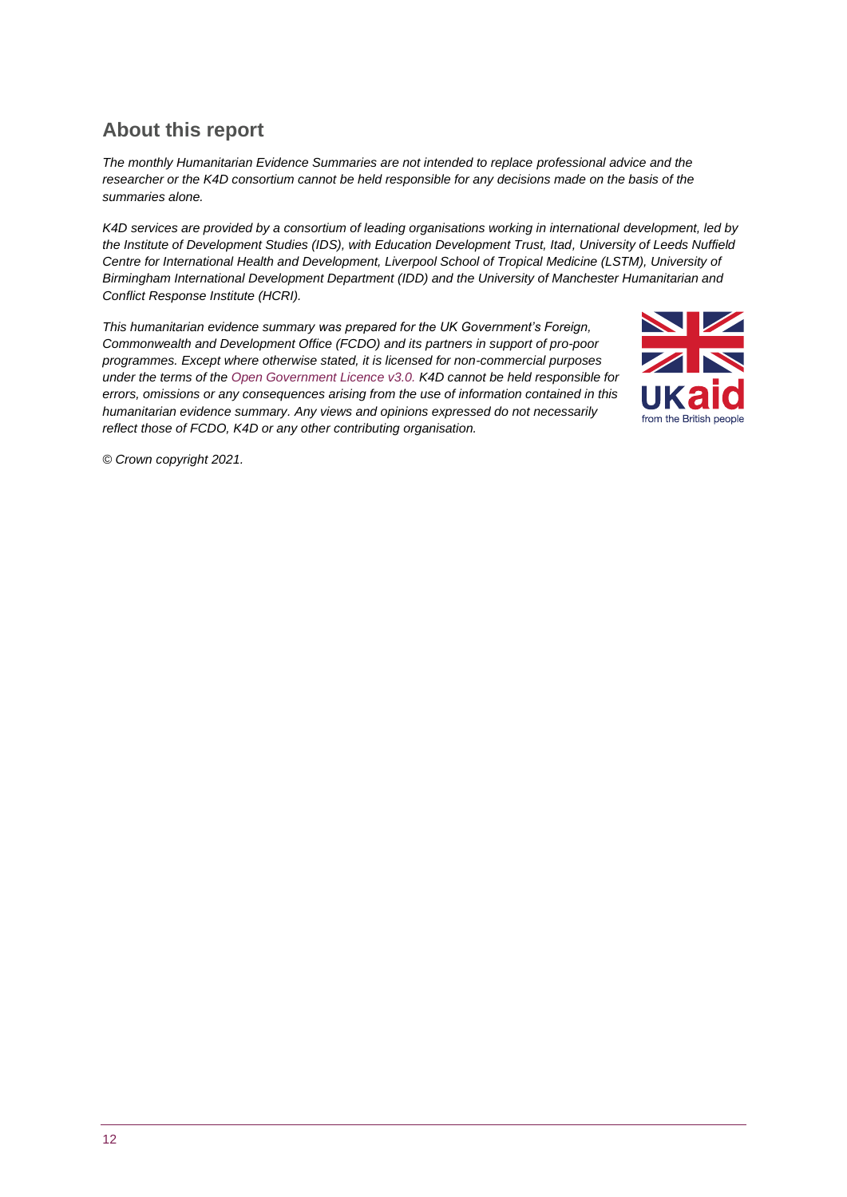## About this report

*The monthly Humanitarian Evidence Summaries are not intended to replace professional advice and the researcher or the K4D consortium cannot be held responsible for any decisions made on the basis of the summaries alone.*

*K4D services are provided by a consortium of leading organisations working in international development, led by the Institute of Development Studies (IDS), with Education Development Trust, Itad, University of Leeds Nuffield Centre for International Health and Development, Liverpool School of Tropical Medicine (LSTM), University of Birmingham International Development Department (IDD) and the University of Manchester Humanitarian and Conflict Response Institute (HCRI).*

*This humanitarian evidence summary was prepared for the UK Government's Foreign, Commonwealth and Development Office (FCDO) and its partners in support of pro-poor programmes. Except where otherwise stated, it is licensed for non-commercial purposes under the terms of the Open Government Licence v3.0. K4D cannot be held responsible for errors, omissions or any consequences arising from the use of information contained in this humanitarian evidence summary. Any views and opinions expressed do not necessarily reflect those of FCDO, K4D or any other contributing organisation.*

UKaid
from the British people

*© Crown copyright 2021.*